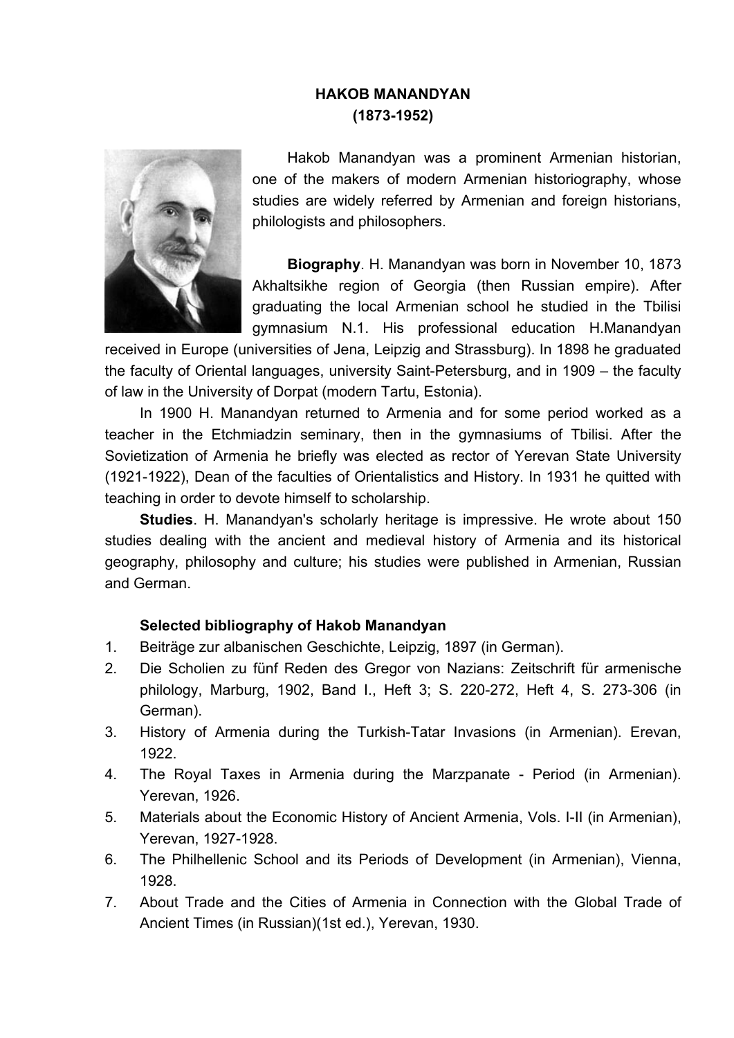**HAKOB MANANDYAN**
**(1873-1952)**

Hakob Manandyan was a prominent Armenian historian, one of the makers of modern Armenian historiography, whose studies are widely referred by Armenian and foreign historians, philologists and philosophers.

**Biography**. H. Manandyan was born in November 10, 1873 Akhaltsikhe region of Georgia (then Russian empire). After graduating the local Armenian school he studied in the Tbilisi gymnasium N.1. His professional education H.Manandyan received in Europe (universities of Jena, Leipzig and Strassburg). In 1898 he graduated the faculty of Oriental languages, university Saint-Petersburg, and in 1909 – the faculty of law in the University of Dorpat (modern Tartu, Estonia).

In 1900 H. Manandyan returned to Armenia and for some period worked as a teacher in the Etchmiadzin seminary, then in the gymnasiums of Tbilisi. After the Sovietization of Armenia he briefly was elected as rector of Yerevan State University (1921-1922), Dean of the faculties of Orientalistics and History. In 1931 he quitted with teaching in order to devote himself to scholarship.

**Studies**. H. Manandyan's scholarly heritage is impressive. He wrote about 150 studies dealing with the ancient and medieval history of Armenia and its historical geography, philosophy and culture; his studies were published in Armenian, Russian and German.

**Selected bibliography of Hakob Manandyan**

1. Beiträge zur albanischen Geschichte, Leipzig, 1897 (in German).
2. Die Scholien zu fünf Reden des Gregor von Nazians: Zeitschrift für armenische philology, Marburg, 1902, Band I., Heft 3; S. 220-272, Heft 4, S. 273-306 (in German).
3. History of Armenia during the Turkish-Tatar Invasions (in Armenian). Erevan, 1922.
4. The Royal Taxes in Armenia during the Marzpanate - Period (in Armenian). Yerevan, 1926.
5. Materials about the Economic History of Ancient Armenia, Vols. I-II (in Armenian), Yerevan, 1927-1928.
6. The Philhellenic School and its Periods of Development (in Armenian), Vienna, 1928.
7. About Trade and the Cities of Armenia in Connection with the Global Trade of Ancient Times (in Russian)(1st ed.), Yerevan, 1930.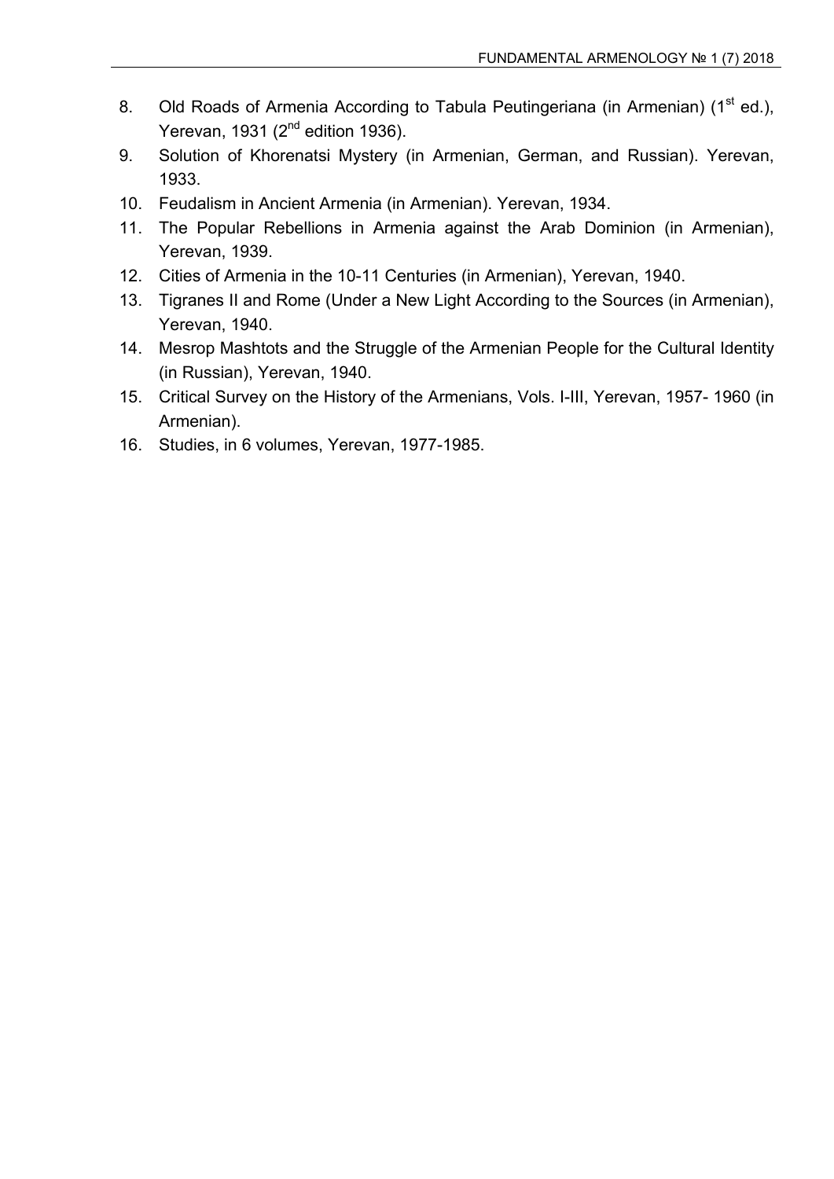8. Old Roads of Armenia According to Tabula Peutingeriana (in Armenian) (1st ed.), Yerevan, 1931 (2nd edition 1936).
9. Solution of Khorenatsi Mystery (in Armenian, German, and Russian). Yerevan, 1933.
10. Feudalism in Ancient Armenia (in Armenian). Yerevan, 1934.
11. The Popular Rebellions in Armenia against the Arab Dominion (in Armenian), Yerevan, 1939.
12. Cities of Armenia in the 10-11 Centuries (in Armenian), Yerevan, 1940.
13. Tigranes II and Rome (Under a New Light According to the Sources (in Armenian), Yerevan, 1940.
14. Mesrop Mashtots and the Struggle of the Armenian People for the Cultural Identity (in Russian), Yerevan, 1940.
15. Critical Survey on the History of the Armenians, Vols. I-III, Yerevan, 1957- 1960 (in Armenian).
16. Studies, in 6 volumes, Yerevan, 1977-1985.